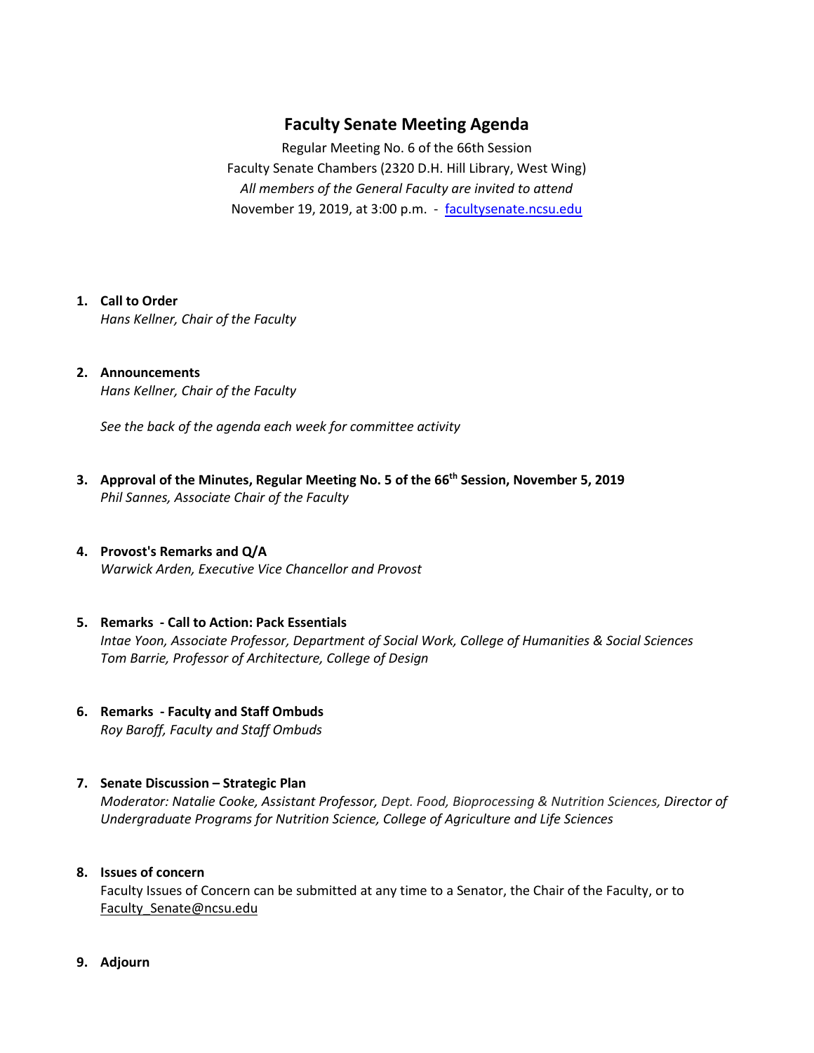# Faculty Senate Meeting Agenda

Regular Meeting No. 6 of the 66th Session
Faculty Senate Chambers (2320 D.H. Hill Library, West Wing)
*All members of the General Faculty are invited to attend*
November 19, 2019, at 3:00 p.m. - facultysenate.ncsu.edu

1. **Call to Order**
   *Hans Kellner, Chair of the Faculty*

2. **Announcements**
   *Hans Kellner, Chair of the Faculty*

   *See the back of the agenda each week for committee activity*

3. **Approval of the Minutes, Regular Meeting No. 5 of the 66th Session, November 5, 2019**
   *Phil Sannes, Associate Chair of the Faculty*

4. **Provost's Remarks and Q/A**
   *Warwick Arden, Executive Vice Chancellor and Provost*

5. **Remarks - Call to Action: Pack Essentials**
   *Intae Yoon, Associate Professor, Department of Social Work, College of Humanities & Social Sciences*
   *Tom Barrie, Professor of Architecture, College of Design*

6. **Remarks - Faculty and Staff Ombuds**
   *Roy Baroff, Faculty and Staff Ombuds*

7. **Senate Discussion – Strategic Plan**
   *Moderator: Natalie Cooke, Assistant Professor, Dept. Food, Bioprocessing & Nutrition Sciences, Director of Undergraduate Programs for Nutrition Science, College of Agriculture and Life Sciences*

8. **Issues of concern**
   Faculty Issues of Concern can be submitted at any time to a Senator, the Chair of the Faculty, or to Faculty_Senate@ncsu.edu

9. **Adjourn**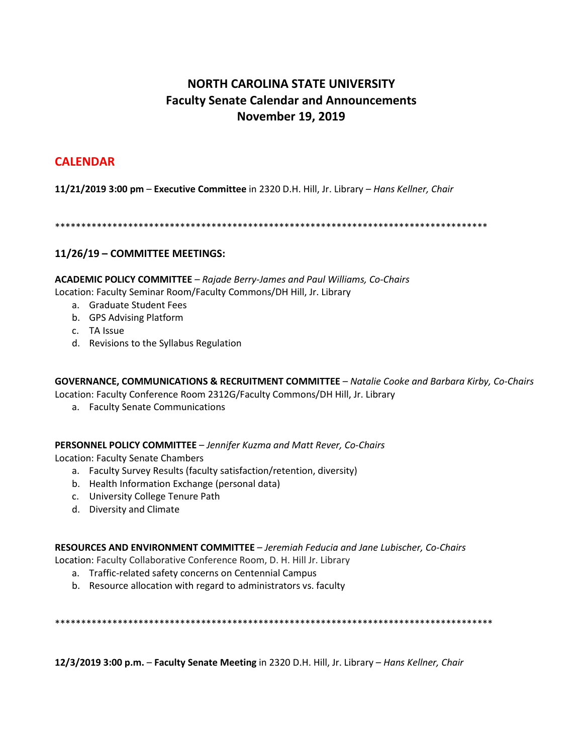# NORTH CAROLINA STATE UNIVERSITY
# Faculty Senate Calendar and Announcements
# November 19, 2019

## CALENDAR

**11/21/2019 3:00 pm** – **Executive Committee** in 2320 D.H. Hill, Jr. Library – *Hans Kellner, Chair*

**************************************************************************************

### 11/26/19 – COMMITTEE MEETINGS:

**ACADEMIC POLICY COMMITTEE** – *Rajade Berry-James and Paul Williams, Co-Chairs*
Location: Faculty Seminar Room/Faculty Commons/DH Hill, Jr. Library

a. Graduate Student Fees
b. GPS Advising Platform
c. TA Issue
d. Revisions to the Syllabus Regulation

**GOVERNANCE, COMMUNICATIONS & RECRUITMENT COMMITTEE** – *Natalie Cooke and Barbara Kirby, Co-Chairs*
Location: Faculty Conference Room 2312G/Faculty Commons/DH Hill, Jr. Library

a. Faculty Senate Communications

**PERSONNEL POLICY COMMITTEE** – *Jennifer Kuzma and Matt Rever, Co-Chairs*
Location: Faculty Senate Chambers

a. Faculty Survey Results (faculty satisfaction/retention, diversity)
b. Health Information Exchange (personal data)
c. University College Tenure Path
d. Diversity and Climate

**RESOURCES AND ENVIRONMENT COMMITTEE** – *Jeremiah Feducia and Jane Lubischer, Co-Chairs*
Location: Faculty Collaborative Conference Room, D. H. Hill Jr. Library

a. Traffic-related safety concerns on Centennial Campus
b. Resource allocation with regard to administrators vs. faculty

**************************************************************************************

**12/3/2019 3:00 p.m.** – **Faculty Senate Meeting** in 2320 D.H. Hill, Jr. Library – *Hans Kellner, Chair*